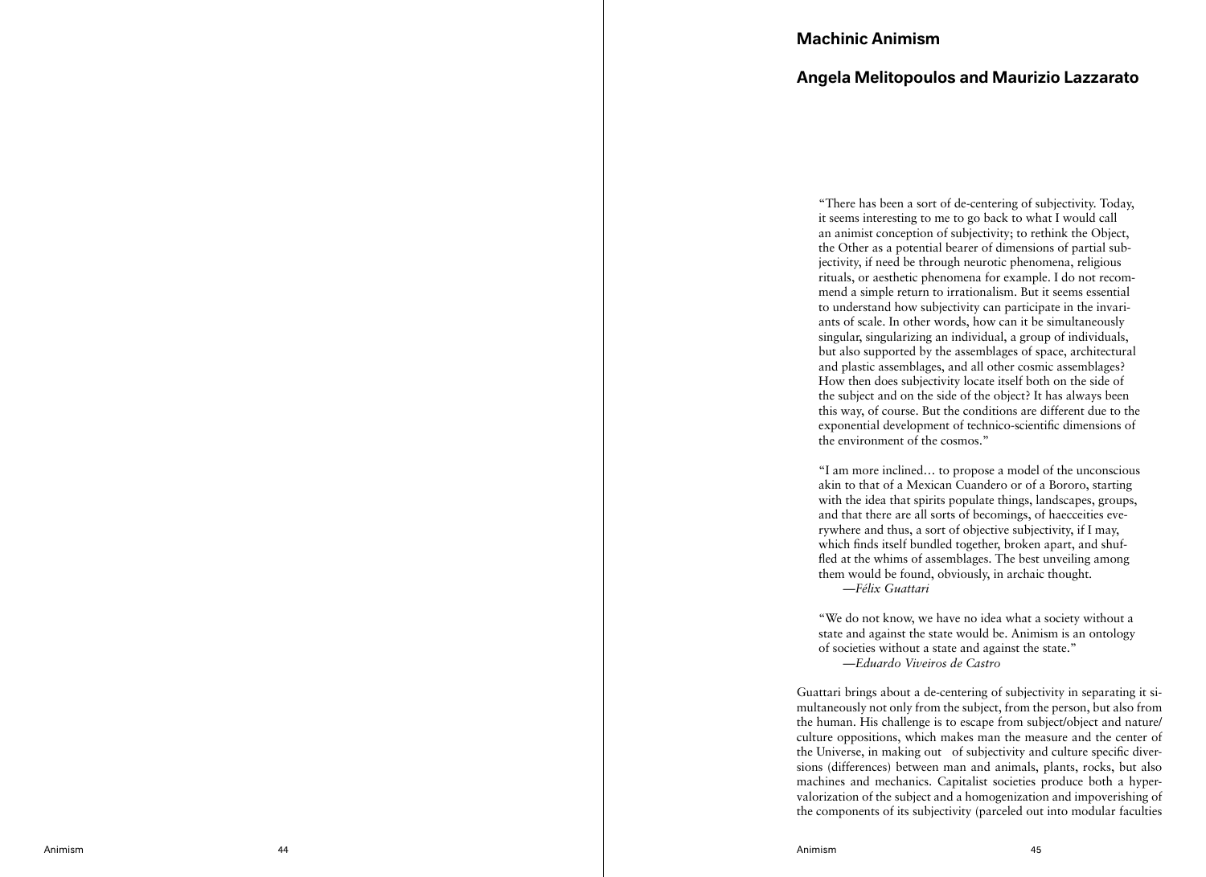# Machinic Animism

## Angela Melitopoulos and Maurizio Lazzarato

> "There has been a sort of de-centering of subjectivity. Today, it seems interesting to me to go back to what I would call an animist conception of subjectivity; to rethink the Object, the Other as a potential bearer of dimensions of partial subjectivity, if need be through neurotic phenomena, religious rituals, or aesthetic phenomena for example. I do not recommend a simple return to irrationalism. But it seems essential to understand how subjectivity can participate in the invariants of scale. In other words, how can it be simultaneously singular, singularizing an individual, a group of individuals, but also supported by the assemblages of space, architectural and plastic assemblages, and all other cosmic assemblages? How then does subjectivity locate itself both on the side of the subject and on the side of the object? It has always been this way, of course. But the conditions are different due to the exponential development of technico-scientific dimensions of the environment of the cosmos."
>
> "I am more inclined… to propose a model of the unconscious akin to that of a Mexican Cuandero or of a Bororo, starting with the idea that spirits populate things, landscapes, groups, and that there are all sorts of becomings, of haecceities everywhere and thus, a sort of objective subjectivity, if I may, which finds itself bundled together, broken apart, and shuffled at the whims of assemblages. The best unveiling among them would be found, obviously, in archaic thought.
>
> —*Félix Guattari*

> "We do not know, we have no idea what a society without a state and against the state would be. Animism is an ontology of societies without a state and against the state."
>
> —*Eduardo Viveiros de Castro*

Guattari brings about a de-centering of subjectivity in separating it simultaneously not only from the subject, from the person, but also from the human. His challenge is to escape from subject/object and nature/culture oppositions, which makes man the measure and the center of the Universe, in making out of subjectivity and culture specific diversions (differences) between man and animals, plants, rocks, but also machines and mechanics. Capitalist societies produce both a hypervalorization of the subject and a homogenization and impoverishing of the components of its subjectivity (parceled out into modular faculties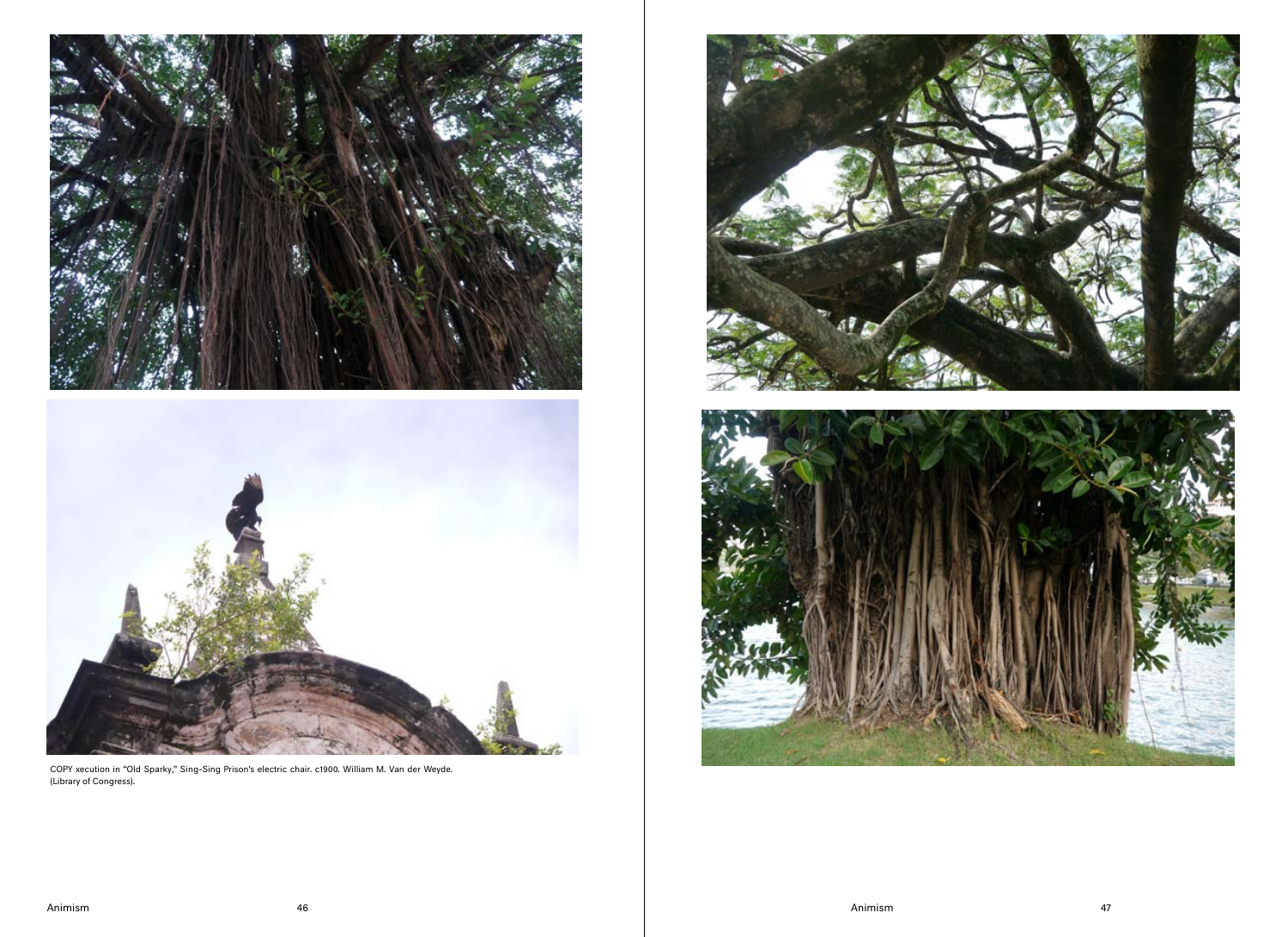COPY xecution in "Old Sparky," Sing-Sing Prison's electric chair. c1900. William M. Van der Weyde. (Library of Congress).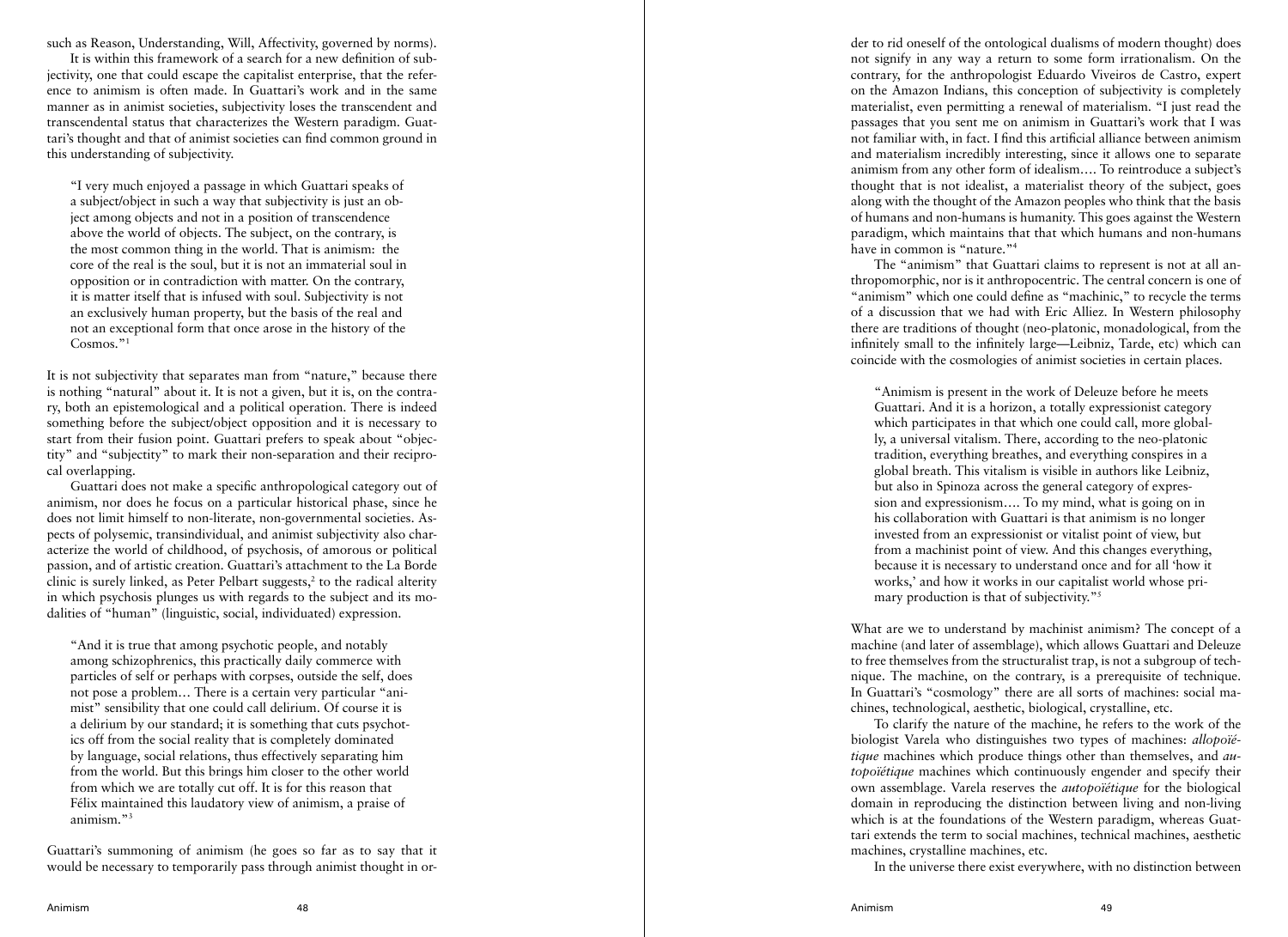such as Reason, Understanding, Will, Affectivity, governed by norms).

It is within this framework of a search for a new definition of subjectivity, one that could escape the capitalist enterprise, that the reference to animism is often made. In Guattari's work and in the same manner as in animist societies, subjectivity loses the transcendent and transcendental status that characterizes the Western paradigm. Guattari's thought and that of animist societies can find common ground in this understanding of subjectivity.

> "I very much enjoyed a passage in which Guattari speaks of a subject/object in such a way that subjectivity is just an object among objects and not in a position of transcendence above the world of objects. The subject, on the contrary, is the most common thing in the world. That is animism: the core of the real is the soul, but it is not an immaterial soul in opposition or in contradiction with matter. On the contrary, it is matter itself that is infused with soul. Subjectivity is not an exclusively human property, but the basis of the real and not an exceptional form that once arose in the history of the Cosmos."[1]

It is not subjectivity that separates man from "nature," because there is nothing "natural" about it. It is not a given, but it is, on the contrary, both an epistemological and a political operation. There is indeed something before the subject/object opposition and it is necessary to start from their fusion point. Guattari prefers to speak about "objectity" and "subjectity" to mark their non-separation and their reciprocal overlapping.

Guattari does not make a specific anthropological category out of animism, nor does he focus on a particular historical phase, since he does not limit himself to non-literate, non-governmental societies. Aspects of polysemic, transindividual, and animist subjectivity also characterize the world of childhood, of psychosis, of amorous or political passion, and of artistic creation. Guattari's attachment to the La Borde clinic is surely linked, as Peter Pelbart suggests,[2] to the radical alterity in which psychosis plunges us with regards to the subject and its modalities of "human" (linguistic, social, individuated) expression.

> "And it is true that among psychotic people, and notably among schizophrenics, this practically daily commerce with particles of self or perhaps with corpses, outside the self, does not pose a problem… There is a certain very particular "animist" sensibility that one could call delirium. Of course it is a delirium by our standard; it is something that cuts psychotics off from the social reality that is completely dominated by language, social relations, thus effectively separating him from the world. But this brings him closer to the other world from which we are totally cut off. It is for this reason that Félix maintained this laudatory view of animism, a praise of animism."[3]

Guattari's summoning of animism (he goes so far as to say that it would be necessary to temporarily pass through animist thought in order to rid oneself of the ontological dualisms of modern thought) does not signify in any way a return to some form irrationalism. On the contrary, for the anthropologist Eduardo Viveiros de Castro, expert on the Amazon Indians, this conception of subjectivity is completely materialist, even permitting a renewal of materialism. "I just read the passages that you sent me on animism in Guattari's work that I was not familiar with, in fact. I find this artificial alliance between animism and materialism incredibly interesting, since it allows one to separate animism from any other form of idealism…. To reintroduce a subject's thought that is not idealist, a materialist theory of the subject, goes along with the thought of the Amazon peoples who think that the basis of humans and non-humans is humanity. This goes against the Western paradigm, which maintains that that which humans and non-humans have in common is "nature."[4]

The "animism" that Guattari claims to represent is not at all anthropomorphic, nor is it anthropocentric. The central concern is one of "animism" which one could define as "machinic," to recycle the terms of a discussion that we had with Eric Alliez. In Western philosophy there are traditions of thought (neo-platonic, monadological, from the infinitely small to the infinitely large—Leibniz, Tarde, etc) which can coincide with the cosmologies of animist societies in certain places.

> "Animism is present in the work of Deleuze before he meets Guattari. And it is a horizon, a totally expressionist category which participates in that which one could call, more globally, a universal vitalism. There, according to the neo-platonic tradition, everything breathes, and everything conspires in a global breath. This vitalism is visible in authors like Leibniz, but also in Spinoza across the general category of expression and expressionism…. To my mind, what is going on in his collaboration with Guattari is that animism is no longer invested from an expressionist or vitalist point of view, but from a machinist point of view. And this changes everything, because it is necessary to understand once and for all 'how it works,' and how it works in our capitalist world whose primary production is that of subjectivity."[5]

What are we to understand by machinist animism? The concept of a machine (and later of assemblage), which allows Guattari and Deleuze to free themselves from the structuralist trap, is not a subgroup of technique. The machine, on the contrary, is a prerequisite of technique. In Guattari's "cosmology" there are all sorts of machines: social machines, technological, aesthetic, biological, crystalline, etc.

To clarify the nature of the machine, he refers to the work of the biologist Varela who distinguishes two types of machines: *allopoïétique* machines which produce things other than themselves, and *autopoïétique* machines which continuously engender and specify their own assemblage. Varela reserves the *autopoïétique* for the biological domain in reproducing the distinction between living and non-living which is at the foundations of the Western paradigm, whereas Guattari extends the term to social machines, technical machines, aesthetic machines, crystalline machines, etc.

In the universe there exist everywhere, with no distinction between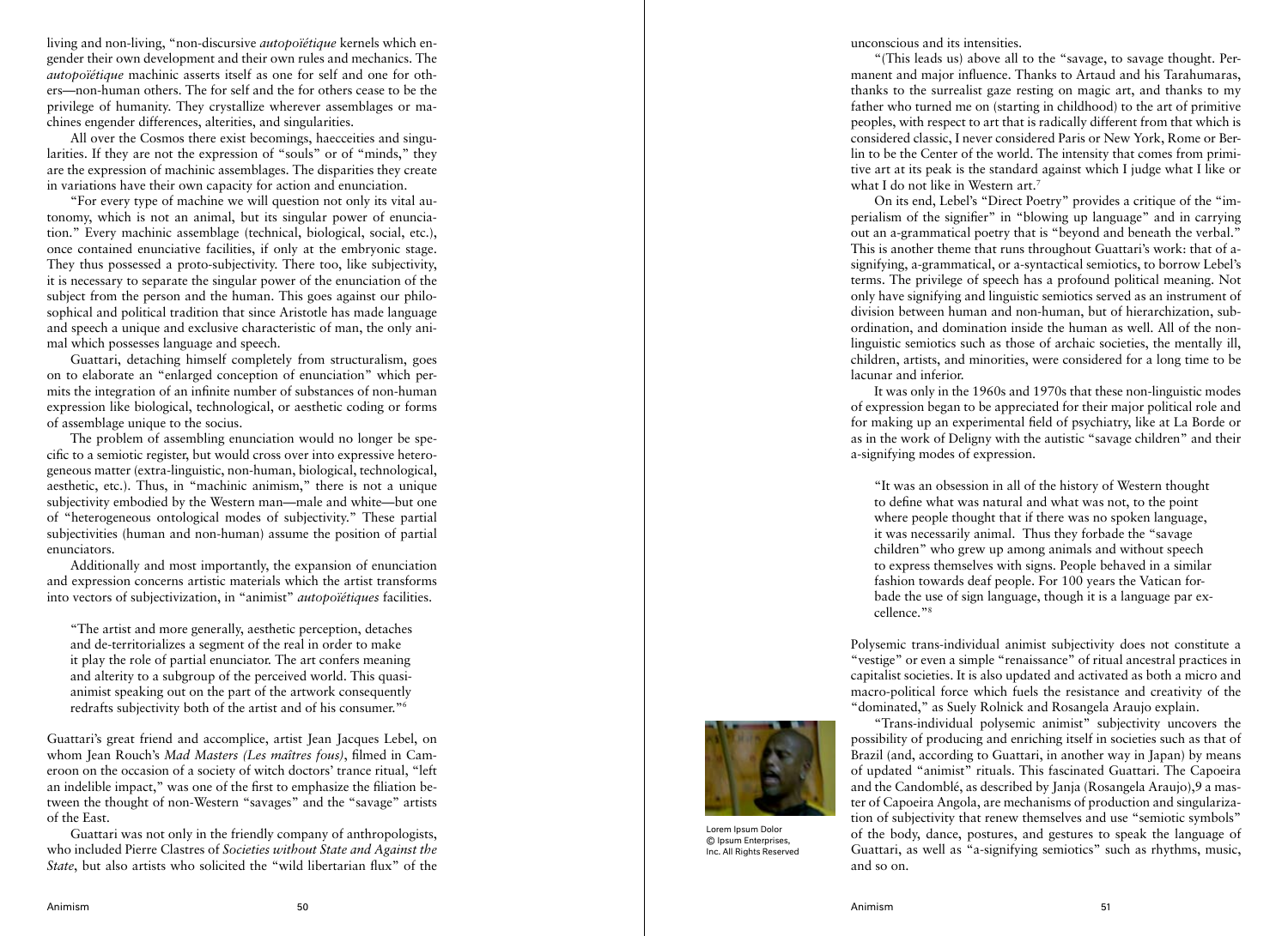living and non-living, "non-discursive *autopoïétique* kernels which engender their own development and their own rules and mechanics. The *autopoïétique* machinic asserts itself as one for self and one for others—non-human others. The for self and the for others cease to be the privilege of humanity. They crystallize wherever assemblages or machines engender differences, alterities, and singularities.

All over the Cosmos there exist becomings, haecceities and singularities. If they are not the expression of "souls" or of "minds," they are the expression of machinic assemblages. The disparities they create in variations have their own capacity for action and enunciation.

"For every type of machine we will question not only its vital autonomy, which is not an animal, but its singular power of enunciation." Every machinic assemblage (technical, biological, social, etc.), once contained enunciative facilities, if only at the embryonic stage. They thus possessed a proto-subjectivity. There too, like subjectivity, it is necessary to separate the singular power of the enunciation of the subject from the person and the human. This goes against our philosophical and political tradition that since Aristotle has made language and speech a unique and exclusive characteristic of man, the only animal which possesses language and speech.

Guattari, detaching himself completely from structuralism, goes on to elaborate an "enlarged conception of enunciation" which permits the integration of an infinite number of substances of non-human expression like biological, technological, or aesthetic coding or forms of assemblage unique to the socius.

The problem of assembling enunciation would no longer be specific to a semiotic register, but would cross over into expressive heterogeneous matter (extra-linguistic, non-human, biological, technological, aesthetic, etc.). Thus, in "machinic animism," there is not a unique subjectivity embodied by the Western man—male and white—but one of "heterogeneous ontological modes of subjectivity." These partial subjectivities (human and non-human) assume the position of partial enunciators.

Additionally and most importantly, the expansion of enunciation and expression concerns artistic materials which the artist transforms into vectors of subjectivization, in "animist" *autopoïétiques* facilities.

> "The artist and more generally, aesthetic perception, detaches and de-territorializes a segment of the real in order to make it play the role of partial enunciator. The art confers meaning and alterity to a subgroup of the perceived world. This quasi-animist speaking out on the part of the artwork consequently redrafts subjectivity both of the artist and of his consumer."[6]

Guattari's great friend and accomplice, artist Jean Jacques Lebel, on whom Jean Rouch's *Mad Masters (Les maîtres fous)*, filmed in Cameroon on the occasion of a society of witch doctors' trance ritual, "left an indelible impact," was one of the first to emphasize the filiation between the thought of non-Western "savages" and the "savage" artists of the East.

Guattari was not only in the friendly company of anthropologists, who included Pierre Clastres of *Societies without State and Against the State*, but also artists who solicited the "wild libertarian flux" of the unconscious and its intensities.

"(This leads us) above all to the "savage, to savage thought. Permanent and major influence. Thanks to Artaud and his Tarahumaras, thanks to the surrealist gaze resting on magic art, and thanks to my father who turned me on (starting in childhood) to the art of primitive peoples, with respect to art that is radically different from that which is considered classic, I never considered Paris or New York, Rome or Berlin to be the Center of the world. The intensity that comes from primitive art at its peak is the standard against which I judge what I like or what I do not like in Western art.[7]

On its end, Lebel's "Direct Poetry" provides a critique of the "imperialism of the signifier" in "blowing up language" and in carrying out an a-grammatical poetry that is "beyond and beneath the verbal." This is another theme that runs throughout Guattari's work: that of a-signifying, a-grammatical, or a-syntactical semiotics, to borrow Lebel's terms. The privilege of speech has a profound political meaning. Not only have signifying and linguistic semiotics served as an instrument of division between human and non-human, but of hierarchization, subordination, and domination inside the human as well. All of the non-linguistic semiotics such as those of archaic societies, the mentally ill, children, artists, and minorities, were considered for a long time to be lacunar and inferior.

It was only in the 1960s and 1970s that these non-linguistic modes of expression began to be appreciated for their major political role and for making up an experimental field of psychiatry, like at La Borde or as in the work of Deligny with the autistic "savage children" and their a-signifying modes of expression.

> "It was an obsession in all of the history of Western thought to define what was natural and what was not, to the point where people thought that if there was no spoken language, it was necessarily animal. Thus they forbade the "savage children" who grew up among animals and without speech to express themselves with signs. People behaved in a similar fashion towards deaf people. For 100 years the Vatican forbade the use of sign language, though it is a language par excellence."[8]

Polysemic trans-individual animist subjectivity does not constitute a "vestige" or even a simple "renaissance" of ritual ancestral practices in capitalist societies. It is also updated and activated as both a micro and macro-political force which fuels the resistance and creativity of the "dominated," as Suely Rolnick and Rosangela Araujo explain.

Lorem Ipsum Dolor
© Ipsum Enterprises, Inc. All Rights Reserved

"Trans-individual polysemic animist" subjectivity uncovers the possibility of producing and enriching itself in societies such as that of Brazil (and, according to Guattari, in another way in Japan) by means of updated "animist" rituals. This fascinated Guattari. The Capoeira and the Candomblé, as described by Janja (Rosangela Araujo),9 a master of Capoeira Angola, are mechanisms of production and singularization of subjectivity that renew themselves and use "semiotic symbols" of the body, dance, postures, and gestures to speak the language of Guattari, as well as "a-signifying semiotics" such as rhythms, music, and so on.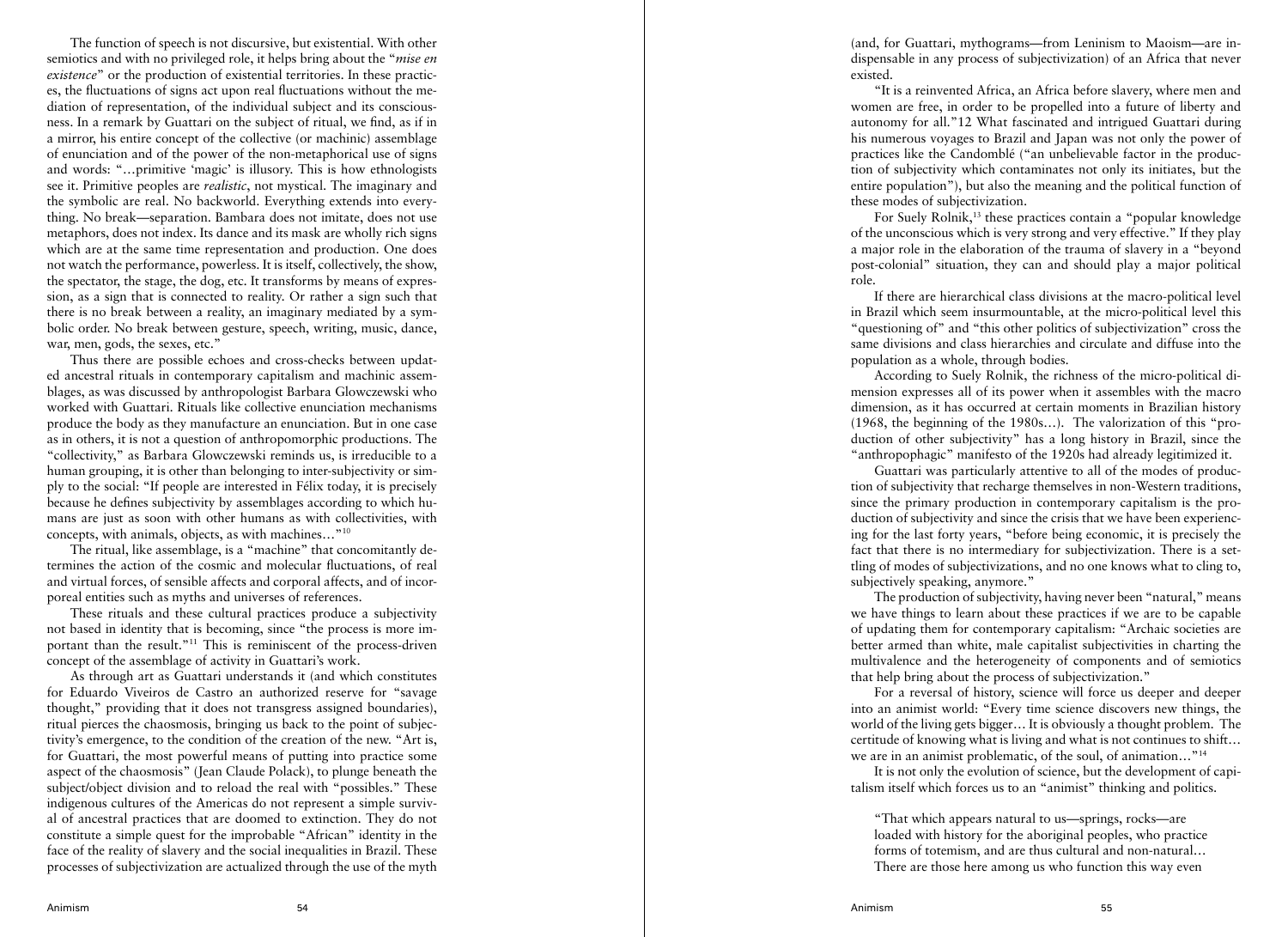The function of speech is not discursive, but existential. With other semiotics and with no privileged role, it helps bring about the "*mise en existence*" or the production of existential territories. In these practices, the fluctuations of signs act upon real fluctuations without the mediation of representation, of the individual subject and its consciousness. In a remark by Guattari on the subject of ritual, we find, as if in a mirror, his entire concept of the collective (or machinic) assemblage of enunciation and of the power of the non-metaphorical use of signs and words: "…primitive 'magic' is illusory. This is how ethnologists see it. Primitive peoples are *realistic*, not mystical. The imaginary and the symbolic are real. No backworld. Everything extends into everything. No break—separation. Bambara does not imitate, does not use metaphors, does not index. Its dance and its mask are wholly rich signs which are at the same time representation and production. One does not watch the performance, powerless. It is itself, collectively, the show, the spectator, the stage, the dog, etc. It transforms by means of expression, as a sign that is connected to reality. Or rather a sign such that there is no break between a reality, an imaginary mediated by a symbolic order. No break between gesture, speech, writing, music, dance, war, men, gods, the sexes, etc."

Thus there are possible echoes and cross-checks between updated ancestral rituals in contemporary capitalism and machinic assemblages, as was discussed by anthropologist Barbara Glowczewski who worked with Guattari. Rituals like collective enunciation mechanisms produce the body as they manufacture an enunciation. But in one case as in others, it is not a question of anthropomorphic productions. The "collectivity," as Barbara Glowczewski reminds us, is irreducible to a human grouping, it is other than belonging to inter-subjectivity or simply to the social: "If people are interested in Félix today, it is precisely because he defines subjectivity by assemblages according to which humans are just as soon with other humans as with collectivities, with concepts, with animals, objects, as with machines…"[10]

The ritual, like assemblage, is a "machine" that concomitantly determines the action of the cosmic and molecular fluctuations, of real and virtual forces, of sensible affects and corporal affects, and of incorporeal entities such as myths and universes of references.

These rituals and these cultural practices produce a subjectivity not based in identity that is becoming, since "the process is more important than the result."[11] This is reminiscent of the process-driven concept of the assemblage of activity in Guattari's work.

As through art as Guattari understands it (and which constitutes for Eduardo Viveiros de Castro an authorized reserve for "savage thought," providing that it does not transgress assigned boundaries), ritual pierces the chaosmosis, bringing us back to the point of subjectivity's emergence, to the condition of the creation of the new. "Art is, for Guattari, the most powerful means of putting into practice some aspect of the chaosmosis" (Jean Claude Polack), to plunge beneath the subject/object division and to reload the real with "possibles." These indigenous cultures of the Americas do not represent a simple survival of ancestral practices that are doomed to extinction. They do not constitute a simple quest for the improbable "African" identity in the face of the reality of slavery and the social inequalities in Brazil. These processes of subjectivization are actualized through the use of the myth (and, for Guattari, mythograms—from Leninism to Maoism—are indispensable in any process of subjectivization) of an Africa that never existed.

"It is a reinvented Africa, an Africa before slavery, where men and women are free, in order to be propelled into a future of liberty and autonomy for all."12 What fascinated and intrigued Guattari during his numerous voyages to Brazil and Japan was not only the power of practices like the Candomblé ("an unbelievable factor in the production of subjectivity which contaminates not only its initiates, but the entire population"), but also the meaning and the political function of these modes of subjectivization.

For Suely Rolnik,[13] these practices contain a "popular knowledge of the unconscious which is very strong and very effective." If they play a major role in the elaboration of the trauma of slavery in a "beyond post-colonial" situation, they can and should play a major political role.

If there are hierarchical class divisions at the macro-political level in Brazil which seem insurmountable, at the micro-political level this "questioning of" and "this other politics of subjectivization" cross the same divisions and class hierarchies and circulate and diffuse into the population as a whole, through bodies.

According to Suely Rolnik, the richness of the micro-political dimension expresses all of its power when it assembles with the macro dimension, as it has occurred at certain moments in Brazilian history (1968, the beginning of the 1980s…). The valorization of this "production of other subjectivity" has a long history in Brazil, since the "anthropophagic" manifesto of the 1920s had already legitimized it.

Guattari was particularly attentive to all of the modes of production of subjectivity that recharge themselves in non-Western traditions, since the primary production in contemporary capitalism is the production of subjectivity and since the crisis that we have been experiencing for the last forty years, "before being economic, it is precisely the fact that there is no intermediary for subjectivization. There is a settling of modes of subjectivizations, and no one knows what to cling to, subjectively speaking, anymore."

The production of subjectivity, having never been "natural," means we have things to learn about these practices if we are to be capable of updating them for contemporary capitalism: "Archaic societies are better armed than white, male capitalist subjectivities in charting the multivalence and the heterogeneity of components and of semiotics that help bring about the process of subjectivization."

For a reversal of history, science will force us deeper and deeper into an animist world: "Every time science discovers new things, the world of the living gets bigger… It is obviously a thought problem. The certitude of knowing what is living and what is not continues to shift… we are in an animist problematic, of the soul, of animation…"[14]

It is not only the evolution of science, but the development of capitalism itself which forces us to an "animist" thinking and politics.

> "That which appears natural to us—springs, rocks—are loaded with history for the aboriginal peoples, who practice forms of totemism, and are thus cultural and non-natural… There are those here among us who function this way even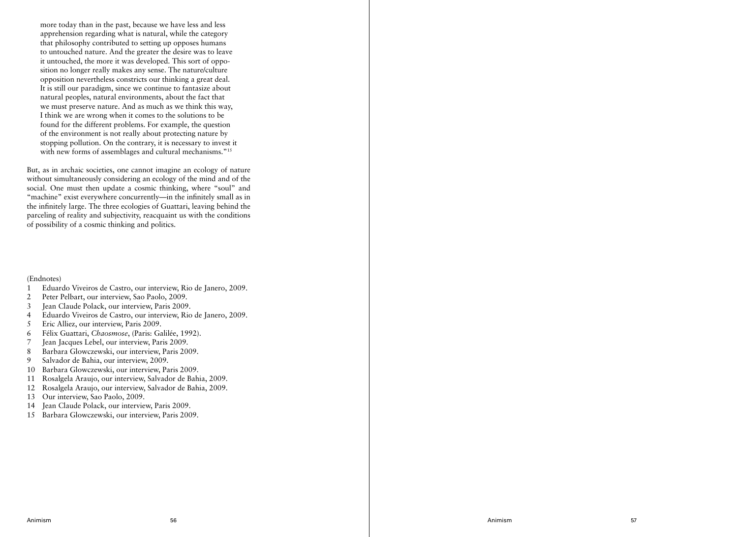> more today than in the past, because we have less and less apprehension regarding what is natural, while the category that philosophy contributed to setting up opposes humans to untouched nature. And the greater the desire was to leave it untouched, the more it was developed. This sort of opposition no longer really makes any sense. The nature/culture opposition nevertheless constricts our thinking a great deal. It is still our paradigm, since we continue to fantasize about natural peoples, natural environments, about the fact that we must preserve nature. And as much as we think this way, I think we are wrong when it comes to the solutions to be found for the different problems. For example, the question of the environment is not really about protecting nature by stopping pollution. On the contrary, it is necessary to invest it with new forms of assemblages and cultural mechanisms."[15]

But, as in archaic societies, one cannot imagine an ecology of nature without simultaneously considering an ecology of the mind and of the social. One must then update a cosmic thinking, where "soul" and "machine" exist everywhere concurrently—in the infinitely small as in the infinitely large. The three ecologies of Guattari, leaving behind the parceling of reality and subjectivity, reacquaint us with the conditions of possibility of a cosmic thinking and politics.

(Endnotes)

1. Eduardo Viveiros de Castro, our interview, Rio de Janero, 2009.
2. Peter Pelbart, our interview, Sao Paolo, 2009.
3. Jean Claude Polack, our interview, Paris 2009.
4. Eduardo Viveiros de Castro, our interview, Rio de Janero, 2009.
5. Eric Alliez, our interview, Paris 2009.
6. Félix Guattari, *Chaosmose*, (Paris: Galilée, 1992).
7. Jean Jacques Lebel, our interview, Paris 2009.
8. Barbara Glowczewski, our interview, Paris 2009.
9. Salvador de Bahia, our interview, 2009.
10. Barbara Glowczewski, our interview, Paris 2009.
11. Rosalgela Araujo, our interview, Salvador de Bahia, 2009.
12. Rosalgela Araujo, our interview, Salvador de Bahia, 2009.
13. Our interview, Sao Paolo, 2009.
14. Jean Claude Polack, our interview, Paris 2009.
15. Barbara Glowczewski, our interview, Paris 2009.